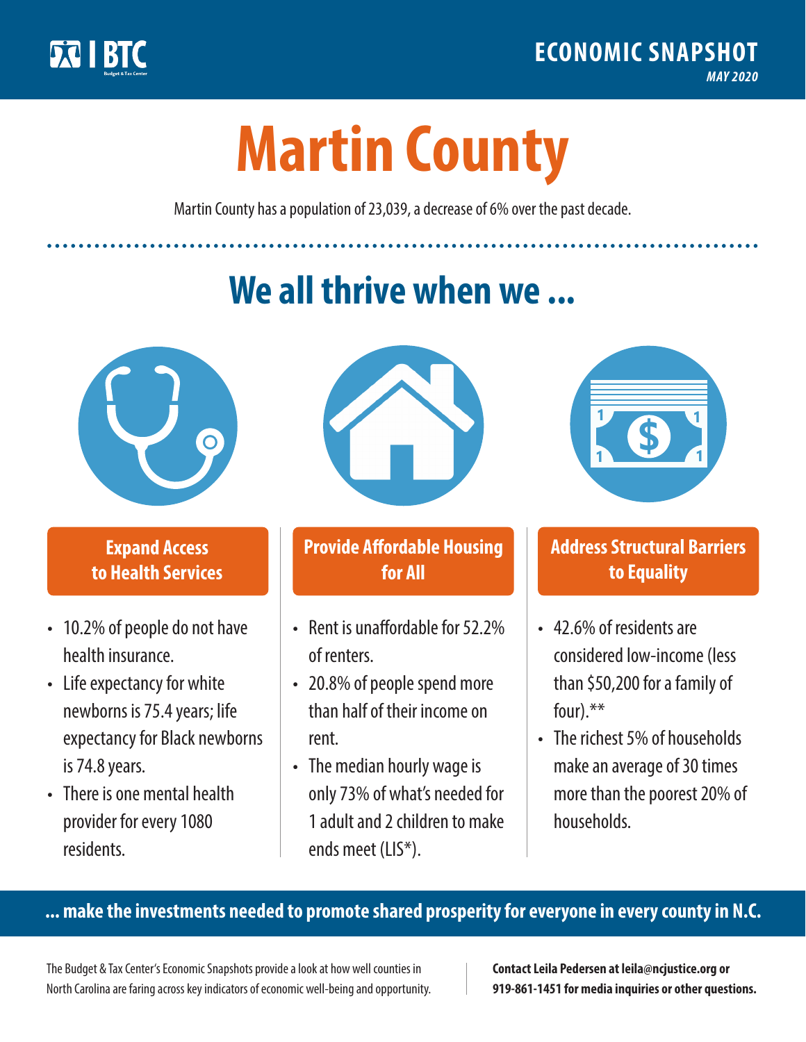BTC Budget & Tax Center

**ECONOMIC SNAPSHOT**
*MAY 2020*

# Martin County

Martin County has a population of 23,039, a decrease of 6% over the past decade.

## We all thrive when we ...

### Expand Access to Health Services

- 10.2% of people do not have health insurance.
- Life expectancy for white newborns is 75.4 years; life expectancy for Black newborns is 74.8 years.
- There is one mental health provider for every 1080 residents.

### Provide Affordable Housing for All

- Rent is unaffordable for 52.2% of renters.
- 20.8% of people spend more than half of their income on rent.
- The median hourly wage is only 73% of what's needed for 1 adult and 2 children to make ends meet (LIS*).

### Address Structural Barriers to Equality

- 42.6% of residents are considered low-income (less than $50,200 for a family of four).**
- The richest 5% of households make an average of 30 times more than the poorest 20% of households.

**... make the investments needed to promote shared prosperity for everyone in every county in N.C.**

The Budget & Tax Center's Economic Snapshots provide a look at how well counties in North Carolina are faring across key indicators of economic well-being and opportunity.

**Contact Leila Pedersen at leila@ncjustice.org or 919-861-1451 for media inquiries or other questions.**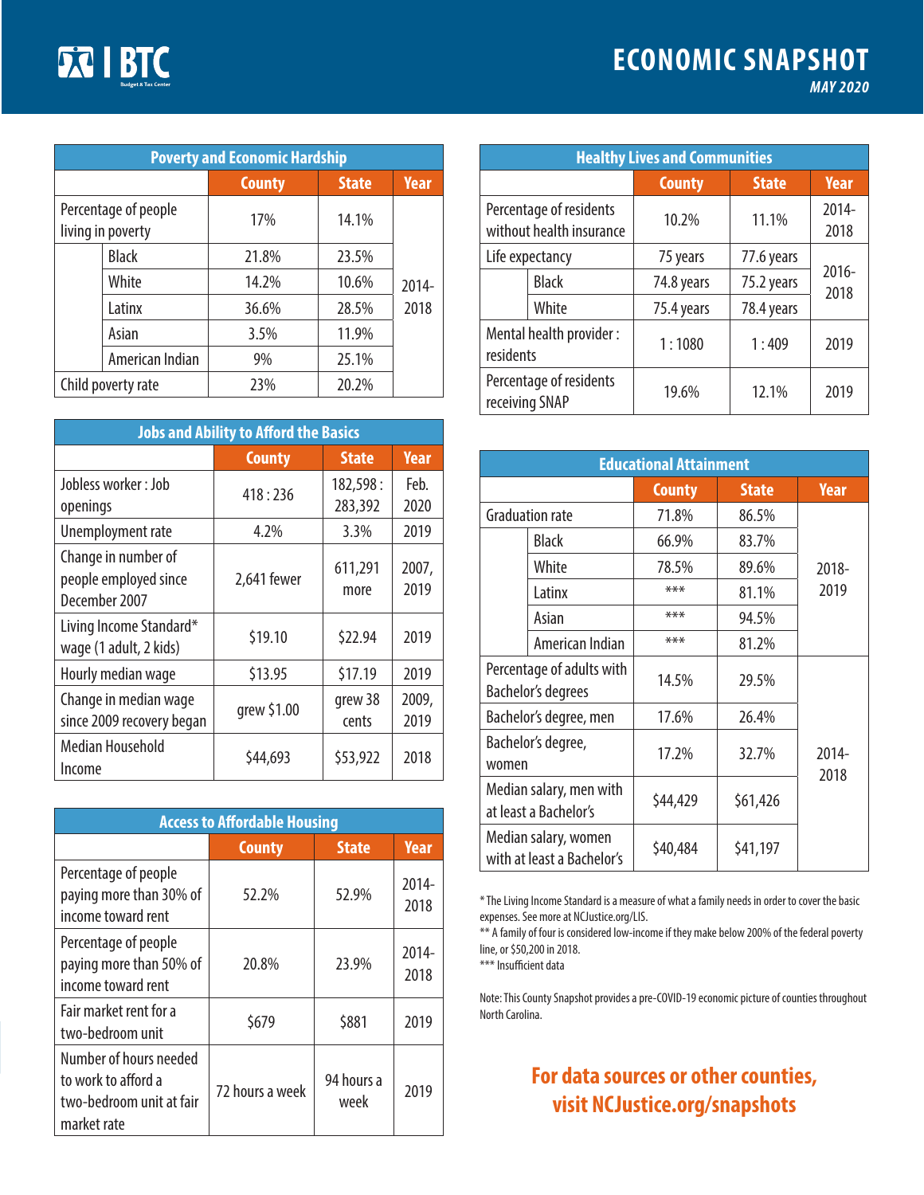# ECONOMIC SNAPSHOT

*MAY 2020*

## Poverty and Economic Hardship

| | | County | State | Year |
|---|---|---|---|---|
| Percentage of people living in poverty | | 17% | 14.1% | 2014-2018 |
| | Black | 21.8% | 23.5% | |
| | White | 14.2% | 10.6% | |
| | Latinx | 36.6% | 28.5% | |
| | Asian | 3.5% | 11.9% | |
| | American Indian | 9% | 25.1% | |
| Child poverty rate | | 23% | 20.2% | |

## Jobs and Ability to Afford the Basics

| | County | State | Year |
|---|---|---|---|
| Jobless worker : Job openings | 418 : 236 | 182,598 : 283,392 | Feb. 2020 |
| Unemployment rate | 4.2% | 3.3% | 2019 |
| Change in number of people employed since December 2007 | 2,641 fewer | 611,291 more | 2007, 2019 |
| Living Income Standard* wage (1 adult, 2 kids) | $19.10 | $22.94 | 2019 |
| Hourly median wage | $13.95 | $17.19 | 2019 |
| Change in median wage since 2009 recovery began | grew $1.00 | grew 38 cents | 2009, 2019 |
| Median Household Income | $44,693 | $53,922 | 2018 |

## Access to Affordable Housing

| | County | State | Year |
|---|---|---|---|
| Percentage of people paying more than 30% of income toward rent | 52.2% | 52.9% | 2014-2018 |
| Percentage of people paying more than 50% of income toward rent | 20.8% | 23.9% | 2014-2018 |
| Fair market rent for a two-bedroom unit | $679 | $881 | 2019 |
| Number of hours needed to work to afford a two-bedroom unit at fair market rate | 72 hours a week | 94 hours a week | 2019 |

## Healthy Lives and Communities

| | | County | State | Year |
|---|---|---|---|---|
| Percentage of residents without health insurance | | 10.2% | 11.1% | 2014-2018 |
| Life expectancy | | 75 years | 77.6 years | 2016-2018 |
| | Black | 74.8 years | 75.2 years | |
| | White | 75.4 years | 78.4 years | |
| Mental health provider : residents | | 1 : 1080 | 1 : 409 | 2019 |
| Percentage of residents receiving SNAP | | 19.6% | 12.1% | 2019 |

## Educational Attainment

| | | County | State | Year |
|---|---|---|---|---|
| Graduation rate | | 71.8% | 86.5% | 2018-2019 |
| | Black | 66.9% | 83.7% | |
| | White | 78.5% | 89.6% | |
| | Latinx | *** | 81.1% | |
| | Asian | *** | 94.5% | |
| | American Indian | *** | 81.2% | |
| Percentage of adults with Bachelor's degrees | | 14.5% | 29.5% | 2014-2018 |
| Bachelor's degree, men | | 17.6% | 26.4% | |
| Bachelor's degree, women | | 17.2% | 32.7% | |
| Median salary, men with at least a Bachelor's | | $44,429 | $61,426 | |
| Median salary, women with at least a Bachelor's | | $40,484 | $41,197 | |

* The Living Income Standard is a measure of what a family needs in order to cover the basic expenses. See more at NCJustice.org/LIS.

** A family of four is considered low-income if they make below 200% of the federal poverty line, or $50,200 in 2018.

*** Insufficient data

Note: This County Snapshot provides a pre-COVID-19 economic picture of counties throughout North Carolina.

**For data sources or other counties, visit NCJustice.org/snapshots**